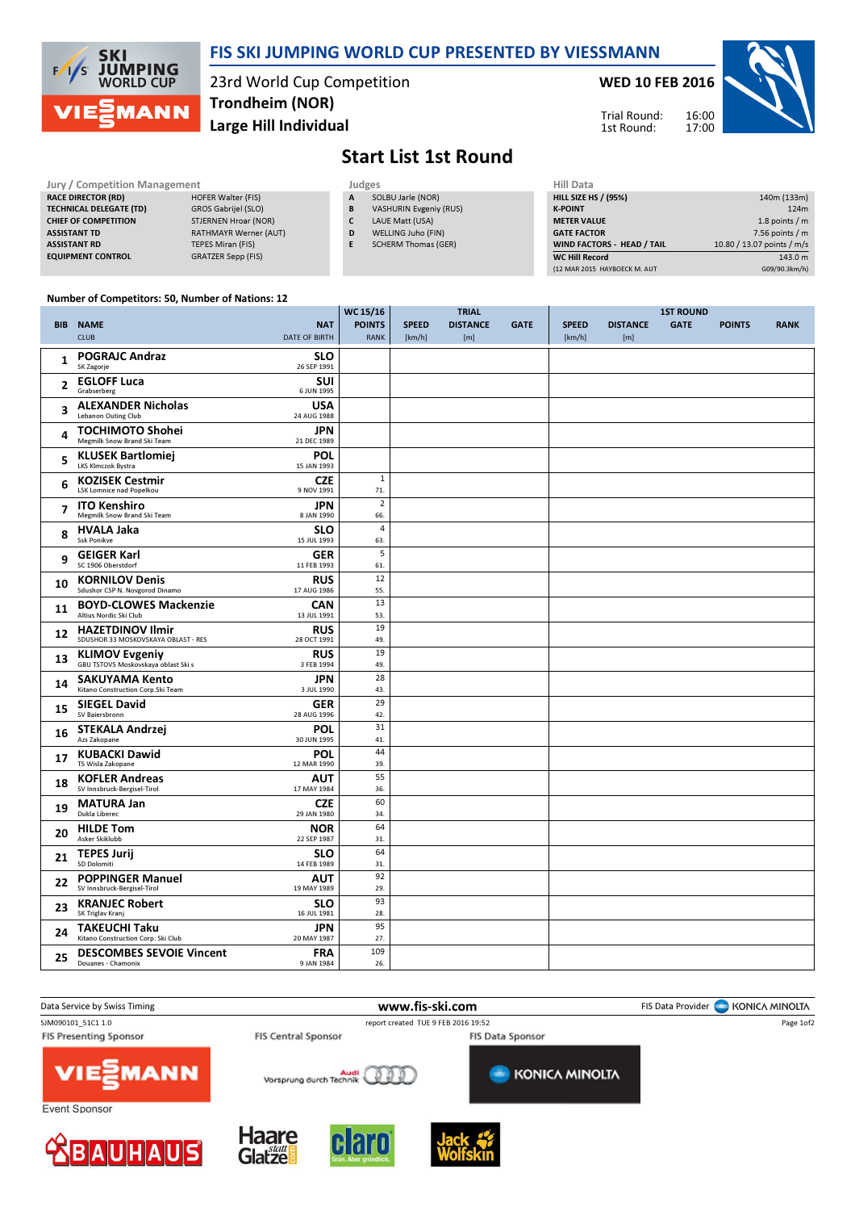# FIS SKI JUMPING WORLD CUP PRESENTED BY VIESSMANN

23rd World Cup Competition
**Trondheim (NOR)**
**Large Hill Individual**

**WED 10 FEB 2016**

Trial Round: 16:00
1st Round: 17:00

## Start List 1st Round

| Jury / Competition Management | |
|---|---|
| RACE DIRECTOR (RD) | HOFER Walter (FIS) |
| TECHNICAL DELEGATE (TD) | GROS Gabrijel (SLO) |
| CHIEF OF COMPETITION | STJERNEN Hroar (NOR) |
| ASSISTANT TD | RATHMAYR Werner (AUT) |
| ASSISTANT RD | TEPES Miran (FIS) |
| EQUIPMENT CONTROL | GRATZER Sepp (FIS) |

| Judges | |
|---|---|
| A | SOLBU Jarle (NOR) |
| B | VASHURIN Evgeniy (RUS) |
| C | LAUE Matt (USA) |
| D | WELLING Juho (FIN) |
| E | SCHERM Thomas (GER) |

| Hill Data | |
|---|---|
| HILL SIZE HS / (95%) | 140m (133m) |
| K-POINT | 124m |
| METER VALUE | 1.8 points / m |
| GATE FACTOR | 7.56 points / m |
| WIND FACTORS - HEAD / TAIL | 10.80 / 13.07 points / m/s |
| WC Hill Record | 143.0 m |
| (12 MAR 2015 HAYBOECK M. AUT | G09/90.3km/h) |

Number of Competitors: 50, Number of Nations: 12

| BIB | NAME / CLUB | NAT / DATE OF BIRTH | WC 15/16 POINTS / RANK | TRIAL SPEED [km/h] | TRIAL DISTANCE [m] | TRIAL GATE | 1ST ROUND SPEED [km/h] | 1ST ROUND DISTANCE [m] | 1ST ROUND GATE | POINTS | RANK |
|---|---|---|---|---|---|---|---|---|---|---|---|
| 1 | POGRAJC Andraz<br>SK Zagorje | SLO<br>26 SEP 1991 | | | | | | | | | |
| 2 | EGLOFF Luca<br>Grabserberg | SUI<br>6 JUN 1995 | | | | | | | | | |
| 3 | ALEXANDER Nicholas<br>Lebanon Outing Club | USA<br>24 AUG 1988 | | | | | | | | | |
| 4 | TOCHIMOTO Shohei<br>Megmilk Snow Brand Ski Team | JPN<br>21 DEC 1989 | | | | | | | | | |
| 5 | KLUSEK Bartlomiej<br>LKS Klmczok Bystra | POL<br>15 JAN 1993 | | | | | | | | | |
| 6 | KOZISEK Cestmir<br>LSK Lomnice nad Popelkou | CZE<br>9 NOV 1991 | 1<br>71. | | | | | | | | |
| 7 | ITO Kenshiro<br>Megmilk Snow Brand Ski Team | JPN<br>8 JAN 1990 | 2<br>66. | | | | | | | | |
| 8 | HVALA Jaka<br>Ssk Ponikve | SLO<br>15 JUL 1993 | 4<br>63. | | | | | | | | |
| 9 | GEIGER Karl<br>SC 1906 Oberstdorf | GER<br>11 FEB 1993 | 5<br>61. | | | | | | | | |
| 10 | KORNILOV Denis<br>Sdushor CSP N. Novgorod Dinamo | RUS<br>17 AUG 1986 | 12<br>55. | | | | | | | | |
| 11 | BOYD-CLOWES Mackenzie<br>Altius Nordic Ski Club | CAN<br>13 JUL 1991 | 13<br>53. | | | | | | | | |
| 12 | HAZETDINOV Ilmir<br>SDUSHOR 33 MOSKOVSKAYA OBLAST - RES | RUS<br>28 OCT 1991 | 19<br>49. | | | | | | | | |
| 13 | KLIMOV Evgeniy<br>GBU TSTOVS Moskovskaya oblast Ski s | RUS<br>3 FEB 1994 | 19<br>49. | | | | | | | | |
| 14 | SAKUYAMA Kento<br>Kitano Construction Corp.Ski Team | JPN<br>3 JUL 1990 | 28<br>43. | | | | | | | | |
| 15 | SIEGEL David<br>SV Baiersbronn | GER<br>28 AUG 1996 | 29<br>42. | | | | | | | | |
| 16 | STEKALA Andrzej<br>Azs Zakopane | POL<br>30 JUN 1995 | 31<br>41. | | | | | | | | |
| 17 | KUBACKI Dawid<br>TS Wisla Zakopane | POL<br>12 MAR 1990 | 44<br>39. | | | | | | | | |
| 18 | KOFLER Andreas<br>SV Innsbruck-Bergisel-Tirol | AUT<br>17 MAY 1984 | 55<br>36. | | | | | | | | |
| 19 | MATURA Jan<br>Dukla Liberec | CZE<br>29 JAN 1980 | 60<br>34. | | | | | | | | |
| 20 | HILDE Tom<br>Asker Skiklubb | NOR<br>22 SEP 1987 | 64<br>31. | | | | | | | | |
| 21 | TEPES Jurij<br>SD Dolomiti | SLO<br>14 FEB 1989 | 64<br>31. | | | | | | | | |
| 22 | POPPINGER Manuel<br>SV Innsbruck-Bergisel-Tirol | AUT<br>19 MAY 1989 | 92<br>29. | | | | | | | | |
| 23 | KRANJEC Robert<br>SK Triglav Kranj | SLO<br>16 JUL 1981 | 93<br>28. | | | | | | | | |
| 24 | TAKEUCHI Taku<br>Kitano Construction Corp. Ski Club | JPN<br>20 MAY 1987 | 95<br>27. | | | | | | | | |
| 25 | DESCOMBES SEVOIE Vincent<br>Douanes - Chamonix | FRA<br>9 JAN 1984 | 109<br>26. | | | | | | | | |

Data Service by Swiss Timing — www.fis-ski.com — FIS Data Provider KONICA MINOLTA

SJM090101_51C1 1.0 — report created TUE 9 FEB 2016 19:52

FIS Presenting Sponsor: VIESSMANN — FIS Central Sponsor: Audi Vorsprung durch Technik — FIS Data Sponsor: KONICA MINOLTA

Event Sponsor: BAUHAUS, Haare statt Glatze, claro, Jack Wolfskin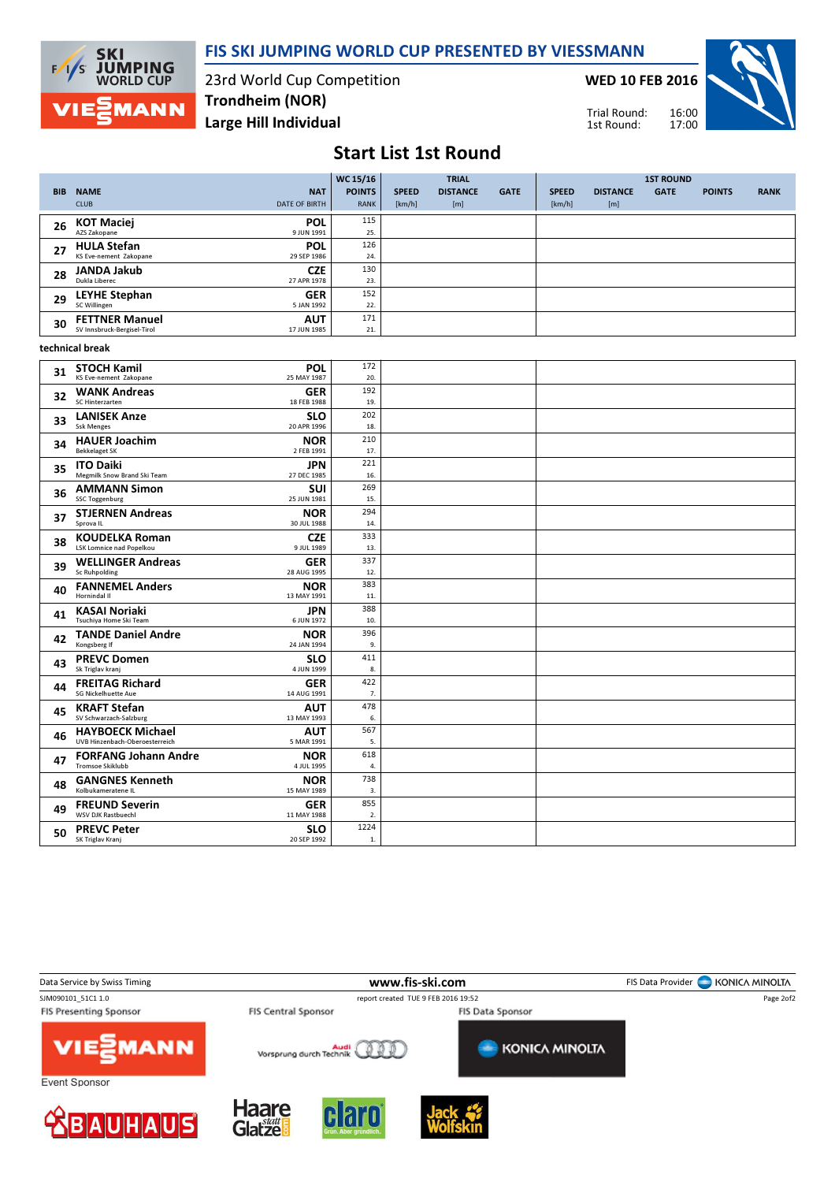# FIS SKI JUMPING WORLD CUP PRESENTED BY VIESSMANN

23rd World Cup Competition
**Trondheim (NOR)**
**Large Hill Individual**

**WED 10 FEB 2016**

Trial Round: 16:00
1st Round: 17:00

## Start List 1st Round

| BIB | NAME / CLUB | NAT / DATE OF BIRTH | WC 15/16 POINTS | WC 15/16 RANK | TRIAL SPEED [km/h] | TRIAL DISTANCE [m] | TRIAL GATE | 1ST ROUND SPEED [km/h] | 1ST ROUND DISTANCE [m] | 1ST ROUND GATE | POINTS | RANK |
|---|---|---|---|---|---|---|---|---|---|---|---|---|
| 26 | **KOT Maciej** AZS Zakopane | **POL** 9 JUN 1991 | 115 | 25. | | | | | | | | |
| 27 | **HULA Stefan** KS Eve-nement Zakopane | **POL** 29 SEP 1986 | 126 | 24. | | | | | | | | |
| 28 | **JANDA Jakub** Dukla Liberec | **CZE** 27 APR 1978 | 130 | 23. | | | | | | | | |
| 29 | **LEYHE Stephan** SC Willingen | **GER** 5 JAN 1992 | 152 | 22. | | | | | | | | |
| 30 | **FETTNER Manuel** SV Innsbruck-Bergisel-Tirol | **AUT** 17 JUN 1985 | 171 | 21. | | | | | | | | |
| | technical break | | | | | | | | | | | |
| 31 | **STOCH Kamil** KS Eve-nement Zakopane | **POL** 25 MAY 1987 | 172 | 20. | | | | | | | | |
| 32 | **WANK Andreas** SC Hinterzarten | **GER** 18 FEB 1988 | 192 | 19. | | | | | | | | |
| 33 | **LANISEK Anze** Ssk Menges | **SLO** 20 APR 1996 | 202 | 18. | | | | | | | | |
| 34 | **HAUER Joachim** Bekkelaget SK | **NOR** 2 FEB 1991 | 210 | 17. | | | | | | | | |
| 35 | **ITO Daiki** Megmilk Snow Brand Ski Team | **JPN** 27 DEC 1985 | 221 | 16. | | | | | | | | |
| 36 | **AMMANN Simon** SSC Toggenburg | **SUI** 25 JUN 1981 | 269 | 15. | | | | | | | | |
| 37 | **STJERNEN Andreas** Sprova IL | **NOR** 30 JUL 1988 | 294 | 14. | | | | | | | | |
| 38 | **KOUDELKA Roman** LSK Lomnice nad Popelkou | **CZE** 9 JUL 1989 | 333 | 13. | | | | | | | | |
| 39 | **WELLINGER Andreas** Sc Ruhpolding | **GER** 28 AUG 1995 | 337 | 12. | | | | | | | | |
| 40 | **FANNEMEL Anders** Hornindal Il | **NOR** 13 MAY 1991 | 383 | 11. | | | | | | | | |
| 41 | **KASAI Noriaki** Tsuchiya Home Ski Team | **JPN** 6 JUN 1972 | 388 | 10. | | | | | | | | |
| 42 | **TANDE Daniel Andre** Kongsberg If | **NOR** 24 JAN 1994 | 396 | 9. | | | | | | | | |
| 43 | **PREVC Domen** Sk Triglav kranj | **SLO** 4 JUN 1999 | 411 | 8. | | | | | | | | |
| 44 | **FREITAG Richard** SG Nickelhuette Aue | **GER** 14 AUG 1991 | 422 | 7. | | | | | | | | |
| 45 | **KRAFT Stefan** SV Schwarzach-Salzburg | **AUT** 13 MAY 1993 | 478 | 6. | | | | | | | | |
| 46 | **HAYBOECK Michael** UVB Hinzenbach-Oberoesterreich | **AUT** 5 MAR 1991 | 567 | 5. | | | | | | | | |
| 47 | **FORFANG Johann Andre** Tromsoe Skiklubb | **NOR** 4 JUL 1995 | 618 | 4. | | | | | | | | |
| 48 | **GANGNES Kenneth** Kolbukameratene IL | **NOR** 15 MAY 1989 | 738 | 3. | | | | | | | | |
| 49 | **FREUND Severin** WSV DJK Rastbuechl | **GER** 11 MAY 1988 | 855 | 2. | | | | | | | | |
| 50 | **PREVC Peter** SK Triglav Kranj | **SLO** 20 SEP 1992 | 1224 | 1. | | | | | | | | |

Data Service by Swiss Timing — www.fis-ski.com — FIS Data Provider KONICA MINOLTA

SJM090101_51C1 1.0 — report created TUE 9 FEB 2016 19:52

FIS Presenting Sponsor: VIESSMANN — FIS Central Sponsor: Audi — FIS Data Sponsor: KONICA MINOLTA

Event Sponsor: BAUHAUS, Haare statt Glatze, claro, Jack Wolfskin